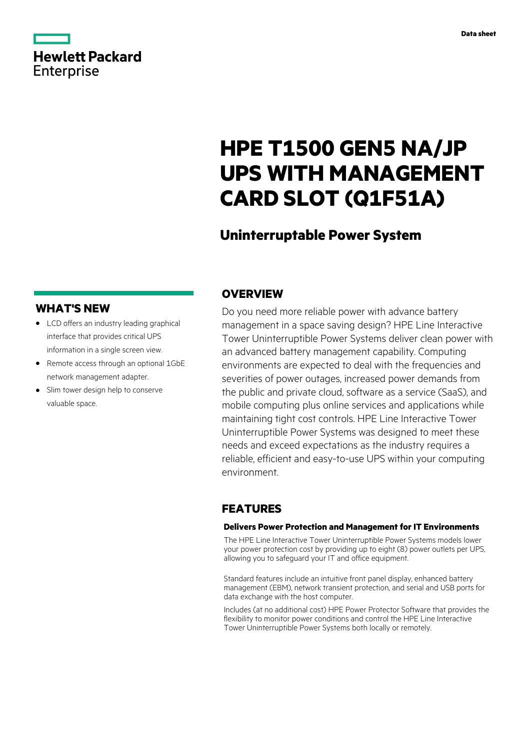Hewlett Packard Enterprise

Data sheet

# HPE T1500 GEN5 NA/JP UPS WITH MANAGEMENT CARD SLOT (Q1F51A)

## Uninterruptable Power System

## WHAT'S NEW

- LCD offers an industry leading graphical interface that provides critical UPS information in a single screen view.
- Remote access through an optional 1GbE network management adapter.
- Slim tower design help to conserve valuable space.

## OVERVIEW

Do you need more reliable power with advance battery management in a space saving design? HPE Line Interactive Tower Uninterruptible Power Systems deliver clean power with an advanced battery management capability. Computing environments are expected to deal with the frequencies and severities of power outages, increased power demands from the public and private cloud, software as a service (SaaS), and mobile computing plus online services and applications while maintaining tight cost controls. HPE Line Interactive Tower Uninterruptible Power Systems was designed to meet these needs and exceed expectations as the industry requires a reliable, efficient and easy-to-use UPS within your computing environment.

## FEATURES

### Delivers Power Protection and Management for IT Environments

The HPE Line Interactive Tower Uninterruptible Power Systems models lower your power protection cost by providing up to eight (8) power outlets per UPS, allowing you to safeguard your IT and office equipment.

Standard features include an intuitive front panel display, enhanced battery management (EBM), network transient protection, and serial and USB ports for data exchange with the host computer.

Includes (at no additional cost) HPE Power Protector Software that provides the flexibility to monitor power conditions and control the HPE Line Interactive Tower Uninterruptible Power Systems both locally or remotely.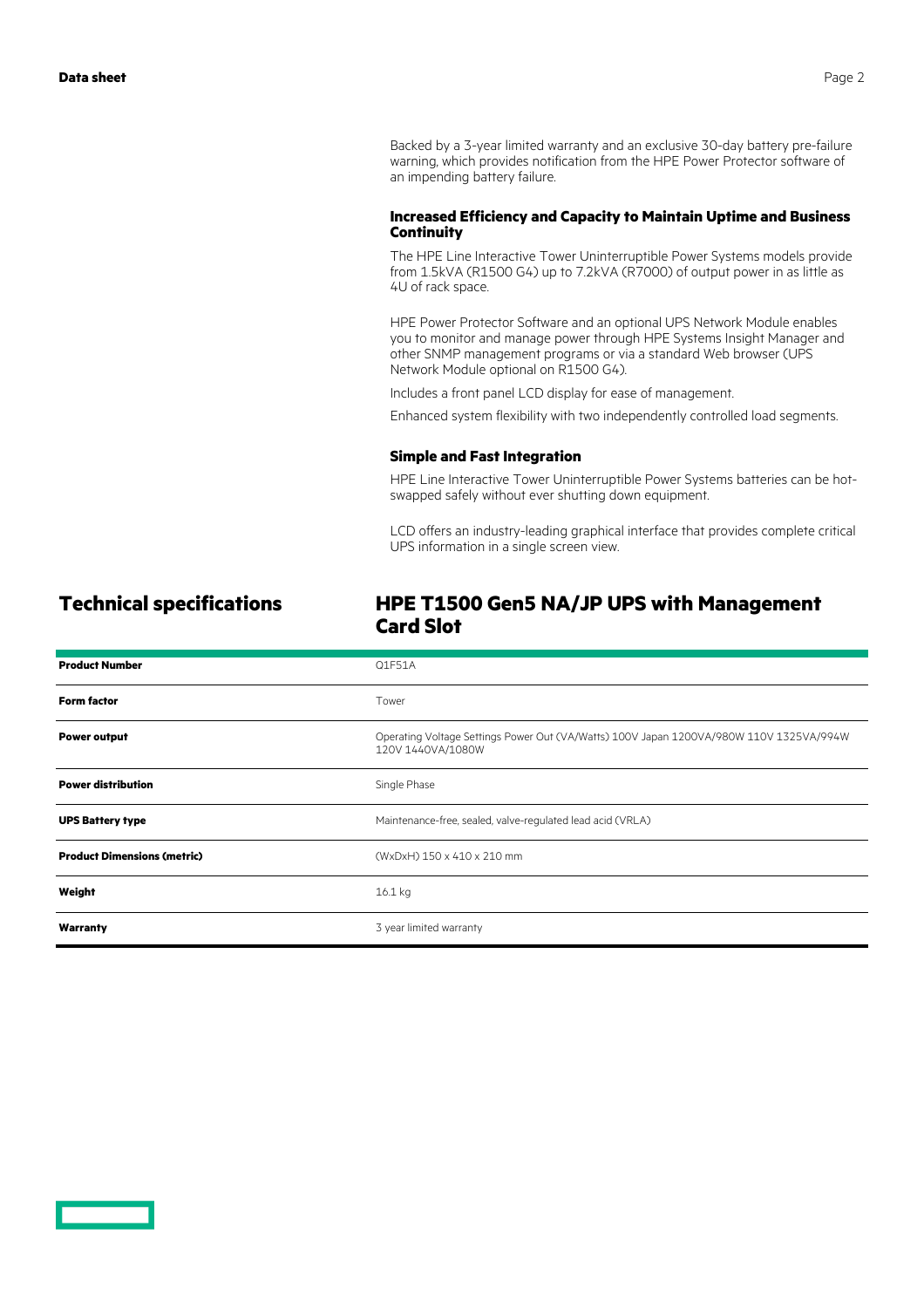Backed by a 3-year limited warranty and an exclusive 30-day battery pre-failure warning, which provides notification from the HPE Power Protector software of an impending battery failure.

### Increased Efficiency and Capacity to Maintain Uptime and Business Continuity

The HPE Line Interactive Tower Uninterruptible Power Systems models provide from 1.5kVA (R1500 G4) up to 7.2kVA (R7000) of output power in as little as 4U of rack space.

HPE Power Protector Software and an optional UPS Network Module enables you to monitor and manage power through HPE Systems Insight Manager and other SNMP management programs or via a standard Web browser (UPS Network Module optional on R1500 G4).

Includes a front panel LCD display for ease of management.

Enhanced system flexibility with two independently controlled load segments.

### Simple and Fast Integration

HPE Line Interactive Tower Uninterruptible Power Systems batteries can be hot-swapped safely without ever shutting down equipment.

LCD offers an industry-leading graphical interface that provides complete critical UPS information in a single screen view.

## Technical specifications

## HPE T1500 Gen5 NA/JP UPS with Management Card Slot

| | |
|---|---|
| **Product Number** | Q1F51A |
| **Form factor** | Tower |
| **Power output** | Operating Voltage Settings Power Out (VA/Watts) 100V Japan 1200VA/980W 110V 1325VA/994W 120V 1440VA/1080W |
| **Power distribution** | Single Phase |
| **UPS Battery type** | Maintenance-free, sealed, valve-regulated lead acid (VRLA) |
| **Product Dimensions (metric)** | (WxDxH) 150 x 410 x 210 mm |
| **Weight** | 16.1 kg |
| **Warranty** | 3 year limited warranty |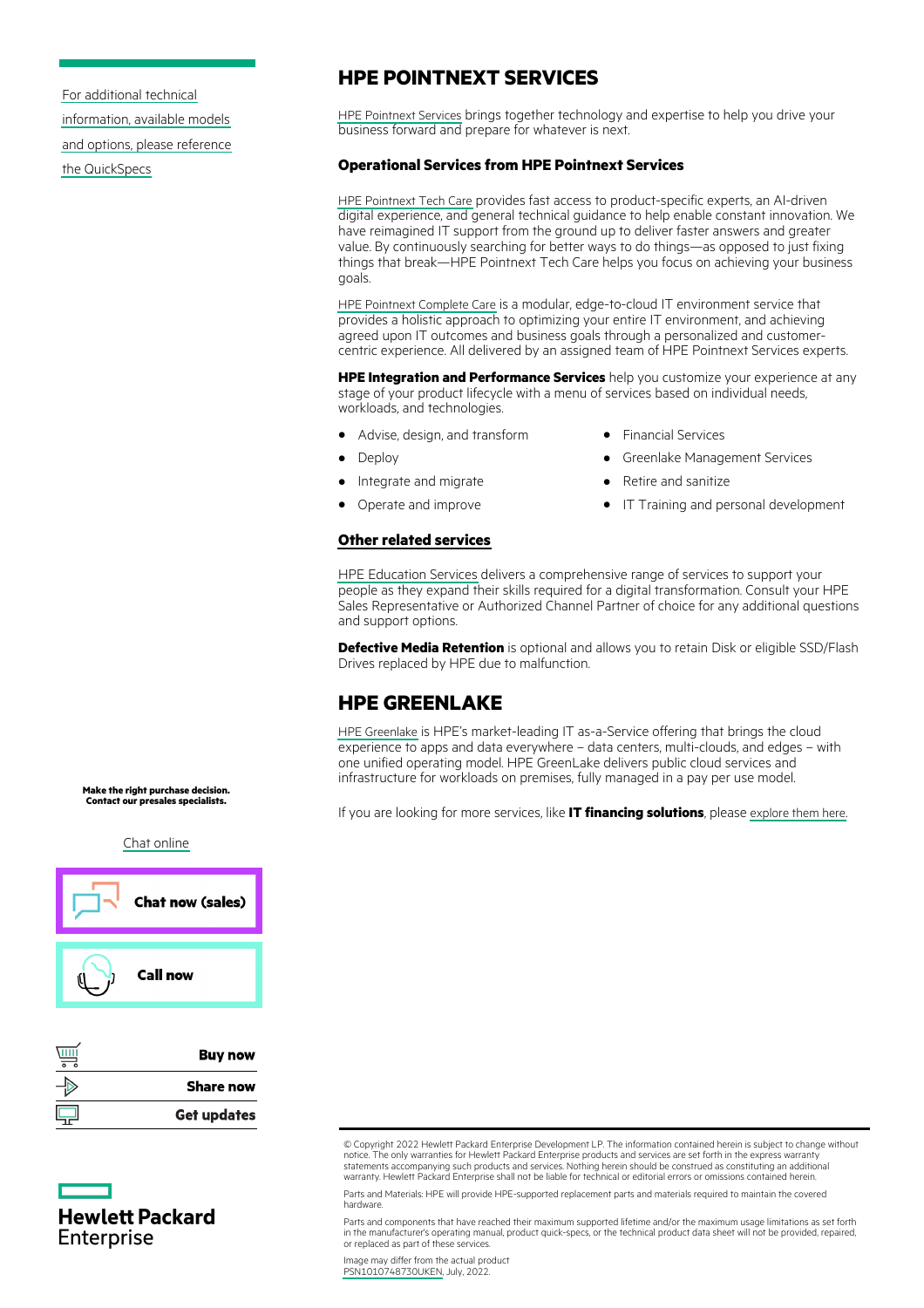For additional technical information, available models and options, please reference the QuickSpecs

## HPE POINTNEXT SERVICES

HPE Pointnext Services brings together technology and expertise to help you drive your business forward and prepare for whatever is next.

### Operational Services from HPE Pointnext Services

HPE Pointnext Tech Care provides fast access to product-specific experts, an AI-driven digital experience, and general technical guidance to help enable constant innovation. We have reimagined IT support from the ground up to deliver faster answers and greater value. By continuously searching for better ways to do things—as opposed to just fixing things that break—HPE Pointnext Tech Care helps you focus on achieving your business goals.

HPE Pointnext Complete Care is a modular, edge-to-cloud IT environment service that provides a holistic approach to optimizing your entire IT environment, and achieving agreed upon IT outcomes and business goals through a personalized and customer-centric experience. All delivered by an assigned team of HPE Pointnext Services experts.

**HPE Integration and Performance Services** help you customize your experience at any stage of your product lifecycle with a menu of services based on individual needs, workloads, and technologies.

- Advise, design, and transform
- Deploy
- Integrate and migrate
- Operate and improve
- Financial Services
- Greenlake Management Services
- Retire and sanitize
- IT Training and personal development

### Other related services

HPE Education Services delivers a comprehensive range of services to support your people as they expand their skills required for a digital transformation. Consult your HPE Sales Representative or Authorized Channel Partner of choice for any additional questions and support options.

**Defective Media Retention** is optional and allows you to retain Disk or eligible SSD/Flash Drives replaced by HPE due to malfunction.

## HPE GREENLAKE

HPE Greenlake is HPE's market-leading IT as-a-Service offering that brings the cloud experience to apps and data everywhere – data centers, multi-clouds, and edges – with one unified operating model. HPE GreenLake delivers public cloud services and infrastructure for workloads on premises, fully managed in a pay per use model.

If you are looking for more services, like **IT financing solutions**, please explore them here.

**Make the right purchase decision. Contact our presales specialists.**

Chat online

Chat now (sales)

Call now

Buy now

Share now

Get updates

Hewlett Packard Enterprise

© Copyright 2022 Hewlett Packard Enterprise Development LP. The information contained herein is subject to change without notice. The only warranties for Hewlett Packard Enterprise products and services are set forth in the express warranty statements accompanying such products and services. Nothing herein should be construed as constituting an additional warranty. Hewlett Packard Enterprise shall not be liable for technical or editorial errors or omissions contained herein.

Parts and Materials: HPE will provide HPE-supported replacement parts and materials required to maintain the covered hardware.

Parts and components that have reached their maximum supported lifetime and/or the maximum usage limitations as set forth in the manufacturer's operating manual, product quick-specs, or the technical product data sheet will not be provided, repaired, or replaced as part of these services.

Image may differ from the actual product

PSN1010748730UKEN, July, 2022.